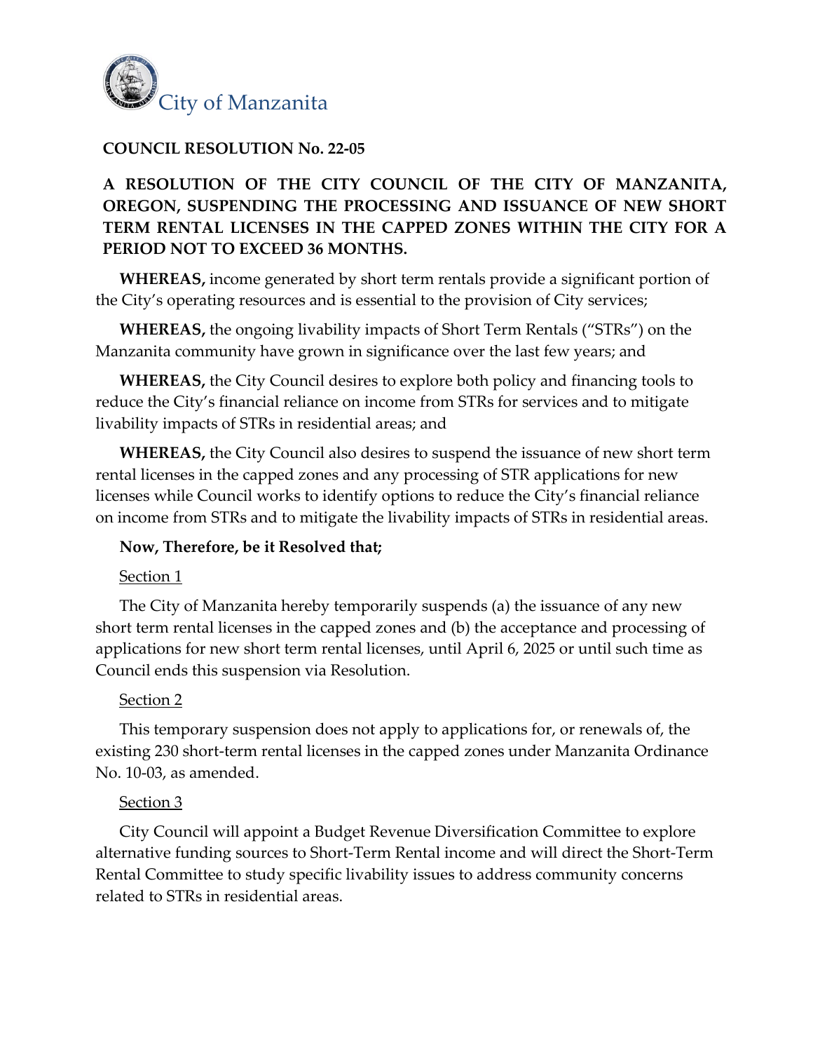City of Manzanita

**COUNCIL RESOLUTION No. 22-05**

**A RESOLUTION OF THE CITY COUNCIL OF THE CITY OF MANZANITA, OREGON, SUSPENDING THE PROCESSING AND ISSUANCE OF NEW SHORT TERM RENTAL LICENSES IN THE CAPPED ZONES WITHIN THE CITY FOR A PERIOD NOT TO EXCEED 36 MONTHS.**

**WHEREAS,** income generated by short term rentals provide a significant portion of the City's operating resources and is essential to the provision of City services;

**WHEREAS,** the ongoing livability impacts of Short Term Rentals ("STRs") on the Manzanita community have grown in significance over the last few years; and

**WHEREAS,** the City Council desires to explore both policy and financing tools to reduce the City's financial reliance on income from STRs for services and to mitigate livability impacts of STRs in residential areas; and

**WHEREAS,** the City Council also desires to suspend the issuance of new short term rental licenses in the capped zones and any processing of STR applications for new licenses while Council works to identify options to reduce the City's financial reliance on income from STRs and to mitigate the livability impacts of STRs in residential areas.

**Now, Therefore, be it Resolved that;**

Section 1

The City of Manzanita hereby temporarily suspends (a) the issuance of any new short term rental licenses in the capped zones and (b) the acceptance and processing of applications for new short term rental licenses, until April 6, 2025 or until such time as Council ends this suspension via Resolution.

Section 2

This temporary suspension does not apply to applications for, or renewals of, the existing 230 short-term rental licenses in the capped zones under Manzanita Ordinance No. 10-03, as amended.

Section 3

City Council will appoint a Budget Revenue Diversification Committee to explore alternative funding sources to Short-Term Rental income and will direct the Short-Term Rental Committee to study specific livability issues to address community concerns related to STRs in residential areas.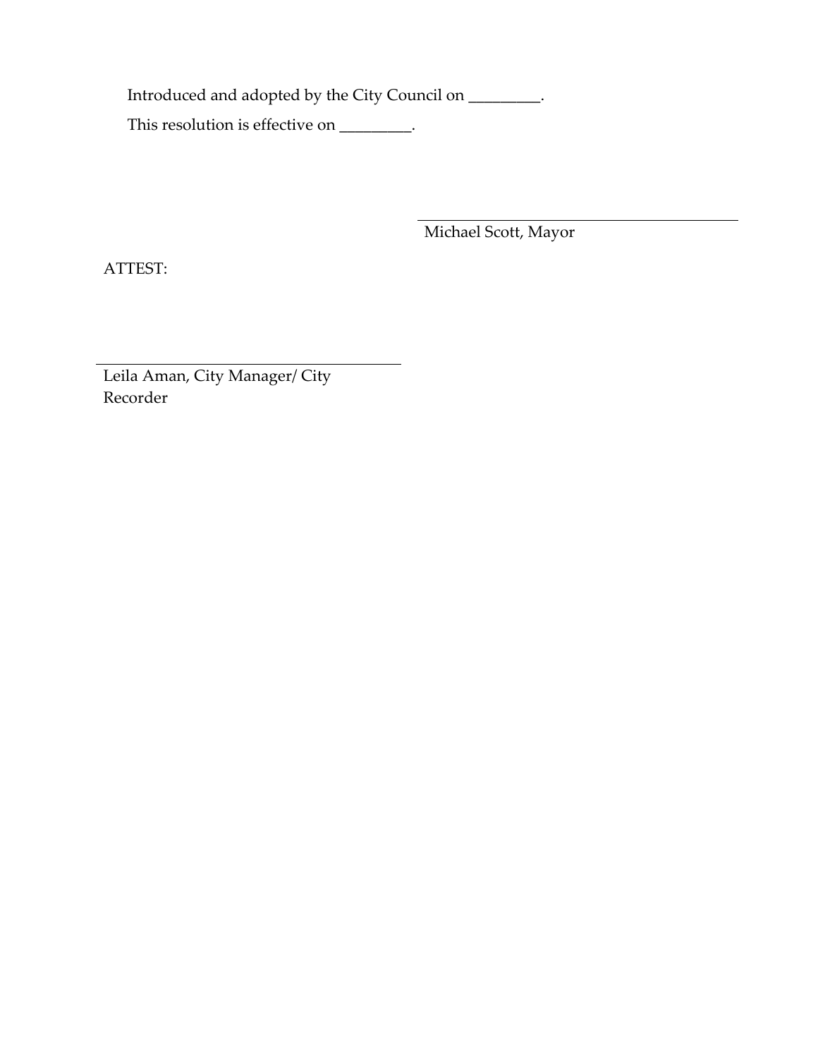Introduced and adopted by the City Council on _________.

This resolution is effective on _________.

\_\_\_\_\_\_\_\_\_\_\_\_\_\_\_\_\_\_\_\_\_\_\_\_\_\_\_\_\_\_\_\_\_\_\_\_

Michael Scott, Mayor

ATTEST:

\_\_\_\_\_\_\_\_\_\_\_\_\_\_\_\_\_\_\_\_\_\_\_\_\_\_\_\_\_\_\_\_\_\_\_\_

Leila Aman, City Manager/ City Recorder